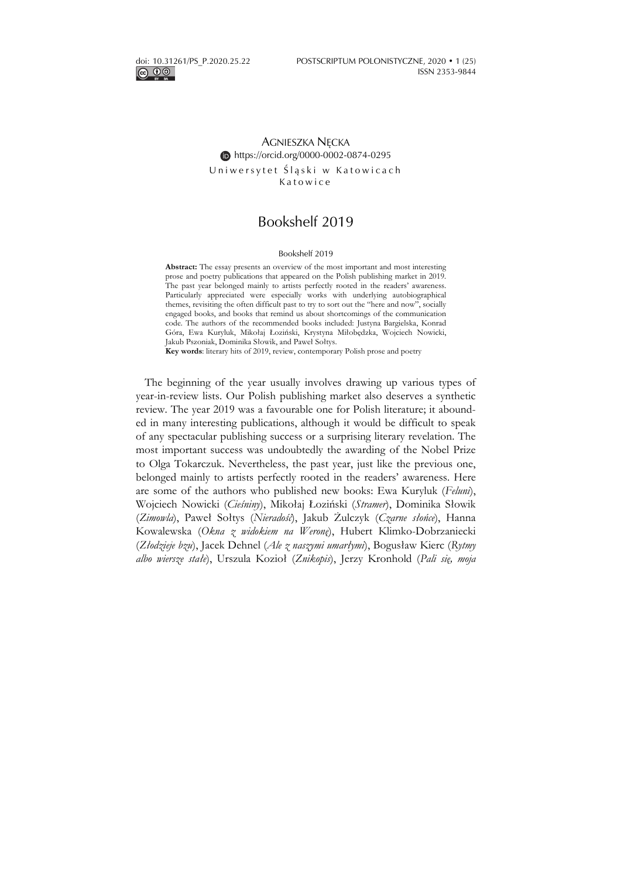doi: 10.31261/PS_P.2020.25.22

POSTSCRIPTUM POLONISTYCZNE, 2020 • 1 (25)
ISSN 2353-9844

AGNIESZKA NĘCKA
https://orcid.org/0000-0002-0874-0295
Uniwersytet Śląski w Katowicach
Katowice

# Bookshelf 2019

Bookshelf 2019

**Abstract:** The essay presents an overview of the most important and most interesting prose and poetry publications that appeared on the Polish publishing market in 2019. The past year belonged mainly to artists perfectly rooted in the readers' awareness. Particularly appreciated were especially works with underlying autobiographical themes, revisiting the often difficult past to try to sort out the "here and now", socially engaged books, and books that remind us about shortcomings of the communication code. The authors of the recommended books included: Justyna Bargielska, Konrad Góra, Ewa Kuryluk, Mikołaj Łoziński, Krystyna Miłobędzka, Wojciech Nowicki, Jakub Pszoniak, Dominika Słowik, and Paweł Sołtys.

**Key words**: literary hits of 2019, review, contemporary Polish prose and poetry

The beginning of the year usually involves drawing up various types of year-in-review lists. Our Polish publishing market also deserves a synthetic review. The year 2019 was a favourable one for Polish literature; it abounded in many interesting publications, although it would be difficult to speak of any spectacular publishing success or a surprising literary revelation. The most important success was undoubtedly the awarding of the Nobel Prize to Olga Tokarczuk. Nevertheless, the past year, just like the previous one, belonged mainly to artists perfectly rooted in the readers' awareness. Here are some of the authors who published new books: Ewa Kuryluk (*Feluni*), Wojciech Nowicki (*Cieśniny*), Mikołaj Łoziński (*Stramer*), Dominika Słowik (*Zimowla*), Paweł Sołtys (*Nieradość*), Jakub Żulczyk (*Czarne słońce*), Hanna Kowalewska (*Okna z widokiem na Weronę*), Hubert Klimko-Dobrzaniecki (*Złodzieje bzu*), Jacek Dehnel (*Ale z naszymi umarłymi*), Bogusław Kierc (*Rytmy albo wiersze stałe*), Urszula Kozioł (*Znikopis*), Jerzy Kronhold (*Pali się, moja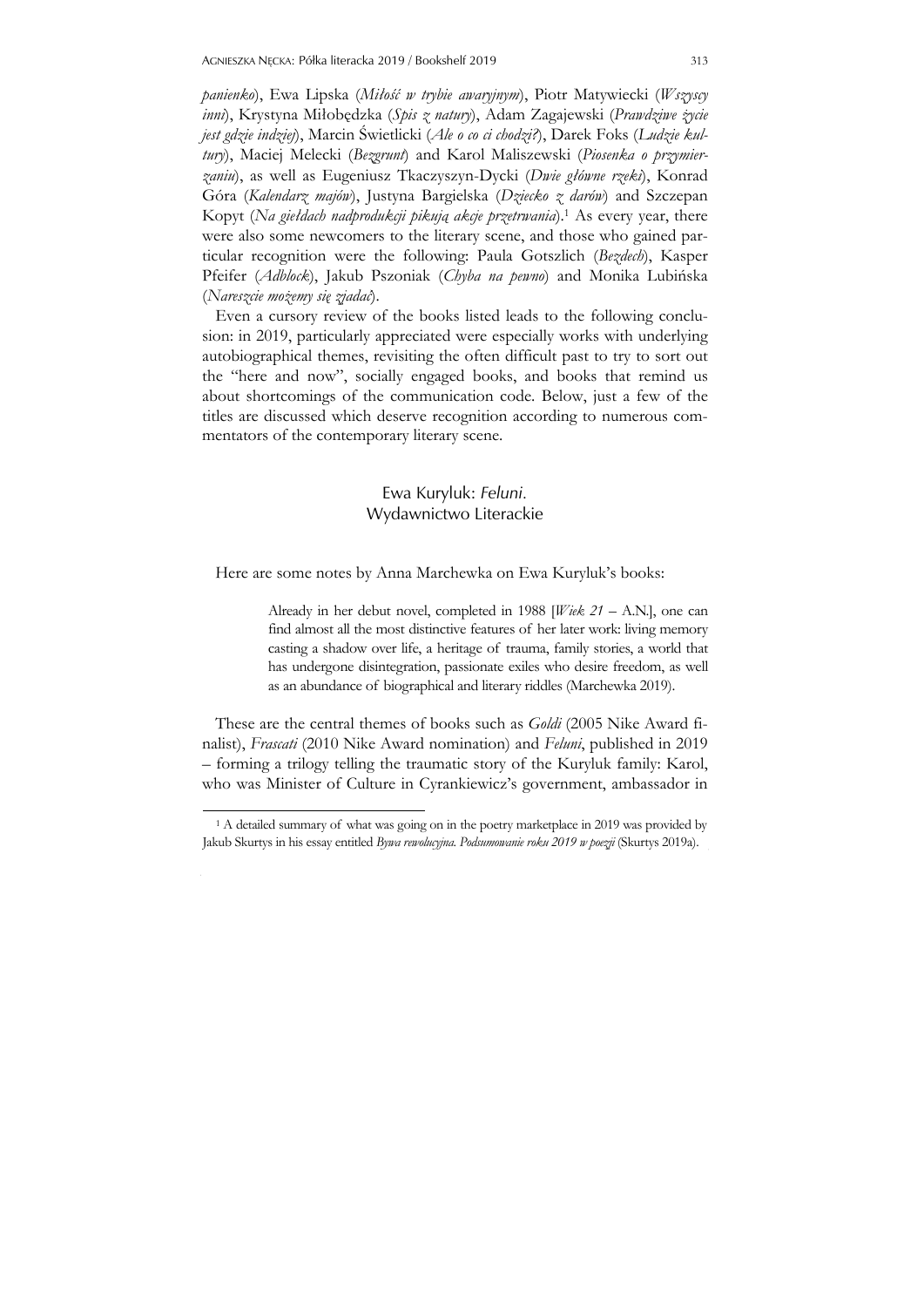*panienko*), Ewa Lipska (*Miłość w trybie awaryjnym*), Piotr Matywiecki (*Wszyscy inni*), Krystyna Miłobędzka (*Spis z natury*), Adam Zagajewski (*Prawdziwe życie jest gdzie indziej*), Marcin Świetlicki (*Ale o co ci chodzi?*), Darek Foks (*Ludzie kultury*), Maciej Melecki (*Bezgrunt*) and Karol Maliszewski (*Piosenka o przymierzaniu*), as well as Eugeniusz Tkaczyszyn-Dycki (*Dwie główne rzeki*), Konrad Góra (*Kalendarz majów*), Justyna Bargielska (*Dziecko z darów*) and Szczepan Kopyt (*Na giełdach nadprodukcji pikują akcje przetrwania*).[1] As every year, there were also some newcomers to the literary scene, and those who gained particular recognition were the following: Paula Gotszlich (*Bezdech*), Kasper Pfeifer (*Adblock*), Jakub Pszoniak (*Chyba na pewno*) and Monika Lubińska (*Nareszcie możemy się zjadać*).

Even a cursory review of the books listed leads to the following conclusion: in 2019, particularly appreciated were especially works with underlying autobiographical themes, revisiting the often difficult past to try to sort out the "here and now", socially engaged books, and books that remind us about shortcomings of the communication code. Below, just a few of the titles are discussed which deserve recognition according to numerous commentators of the contemporary literary scene.

## Ewa Kuryluk: *Feluni*. Wydawnictwo Literackie

Here are some notes by Anna Marchewka on Ewa Kuryluk's books:

> Already in her debut novel, completed in 1988 [*Wiek 21* – A.N.], one can find almost all the most distinctive features of her later work: living memory casting a shadow over life, a heritage of trauma, family stories, a world that has undergone disintegration, passionate exiles who desire freedom, as well as an abundance of biographical and literary riddles (Marchewka 2019).

These are the central themes of books such as *Goldi* (2005 Nike Award finalist), *Frascati* (2010 Nike Award nomination) and *Feluni*, published in 2019 – forming a trilogy telling the traumatic story of the Kuryluk family: Karol, who was Minister of Culture in Cyrankiewicz's government, ambassador in

[1] A detailed summary of what was going on in the poetry marketplace in 2019 was provided by Jakub Skurtys in his essay entitled *Bywa rewolucyjna. Podsumowanie roku 2019 w poezji* (Skurtys 2019a).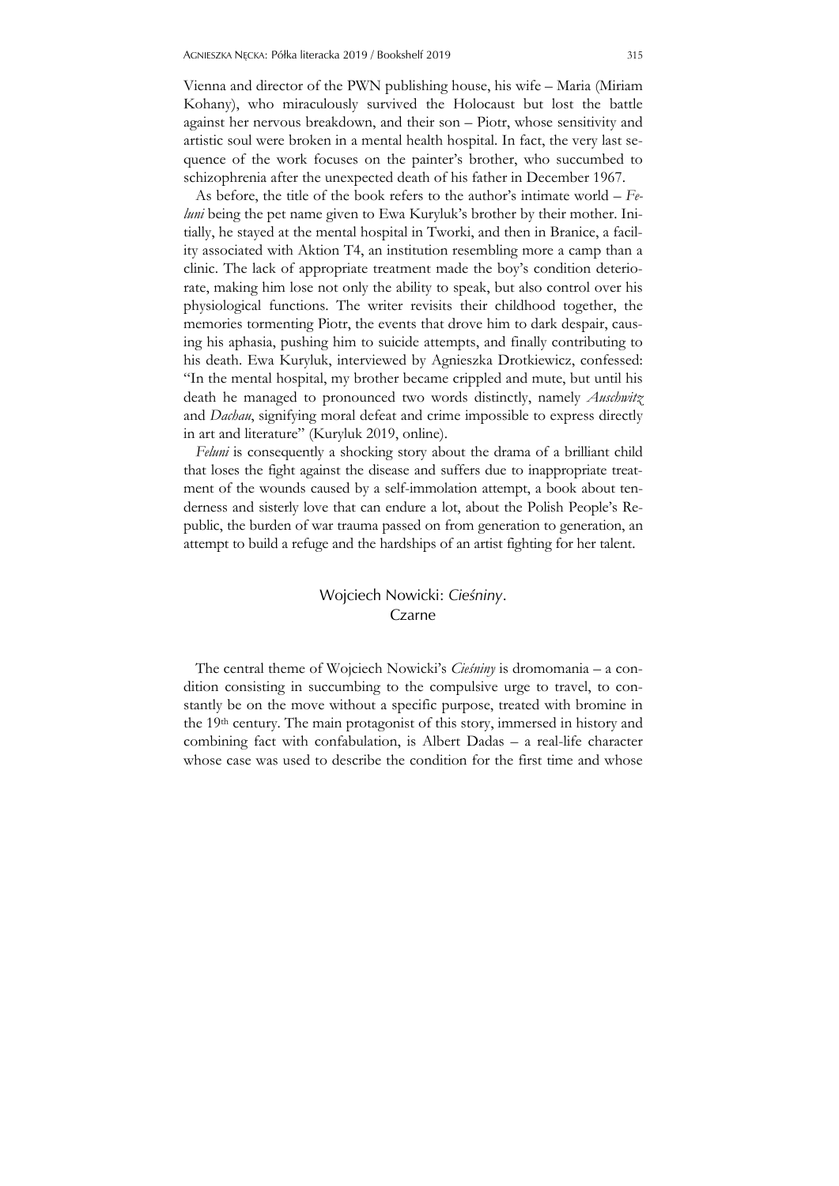Vienna and director of the PWN publishing house, his wife – Maria (Miriam Kohany), who miraculously survived the Holocaust but lost the battle against her nervous breakdown, and their son – Piotr, whose sensitivity and artistic soul were broken in a mental health hospital. In fact, the very last sequence of the work focuses on the painter's brother, who succumbed to schizophrenia after the unexpected death of his father in December 1967.

As before, the title of the book refers to the author's intimate world – *Feluni* being the pet name given to Ewa Kuryluk's brother by their mother. Initially, he stayed at the mental hospital in Tworki, and then in Branice, a facility associated with Aktion T4, an institution resembling more a camp than a clinic. The lack of appropriate treatment made the boy's condition deteriorate, making him lose not only the ability to speak, but also control over his physiological functions. The writer revisits their childhood together, the memories tormenting Piotr, the events that drove him to dark despair, causing his aphasia, pushing him to suicide attempts, and finally contributing to his death. Ewa Kuryluk, interviewed by Agnieszka Drotkiewicz, confessed: "In the mental hospital, my brother became crippled and mute, but until his death he managed to pronounced two words distinctly, namely *Auschwitz* and *Dachau*, signifying moral defeat and crime impossible to express directly in art and literature" (Kuryluk 2019, online).

*Feluni* is consequently a shocking story about the drama of a brilliant child that loses the fight against the disease and suffers due to inappropriate treatment of the wounds caused by a self-immolation attempt, a book about tenderness and sisterly love that can endure a lot, about the Polish People's Republic, the burden of war trauma passed on from generation to generation, an attempt to build a refuge and the hardships of an artist fighting for her talent.

## Wojciech Nowicki: *Cieśniny*. Czarne

The central theme of Wojciech Nowicki's *Cieśniny* is dromomania – a condition consisting in succumbing to the compulsive urge to travel, to constantly be on the move without a specific purpose, treated with bromine in the 19th century. The main protagonist of this story, immersed in history and combining fact with confabulation, is Albert Dadas – a real-life character whose case was used to describe the condition for the first time and whose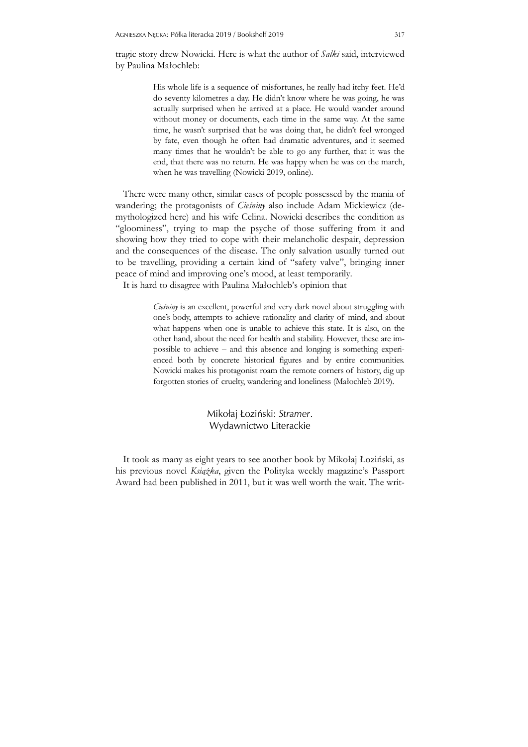tragic story drew Nowicki. Here is what the author of *Salki* said, interviewed by Paulina Małochleb:

> His whole life is a sequence of misfortunes, he really had itchy feet. He'd do seventy kilometres a day. He didn't know where he was going, he was actually surprised when he arrived at a place. He would wander around without money or documents, each time in the same way. At the same time, he wasn't surprised that he was doing that, he didn't feel wronged by fate, even though he often had dramatic adventures, and it seemed many times that he wouldn't be able to go any further, that it was the end, that there was no return. He was happy when he was on the march, when he was travelling (Nowicki 2019, online).

There were many other, similar cases of people possessed by the mania of wandering; the protagonists of *Cieśniny* also include Adam Mickiewicz (demythologized here) and his wife Celina. Nowicki describes the condition as "gloominess", trying to map the psyche of those suffering from it and showing how they tried to cope with their melancholic despair, depression and the consequences of the disease. The only salvation usually turned out to be travelling, providing a certain kind of "safety valve", bringing inner peace of mind and improving one's mood, at least temporarily.

It is hard to disagree with Paulina Małochleb's opinion that

> *Cieśniny* is an excellent, powerful and very dark novel about struggling with one's body, attempts to achieve rationality and clarity of mind, and about what happens when one is unable to achieve this state. It is also, on the other hand, about the need for health and stability. However, these are impossible to achieve – and this absence and longing is something experienced both by concrete historical figures and by entire communities. Nowicki makes his protagonist roam the remote corners of history, dig up forgotten stories of cruelty, wandering and loneliness (Małochleb 2019).

## Mikołaj Łoziński: *Stramer*. Wydawnictwo Literackie

It took as many as eight years to see another book by Mikołaj Łoziński, as his previous novel *Książka*, given the Polityka weekly magazine's Passport Award had been published in 2011, but it was well worth the wait. The writ-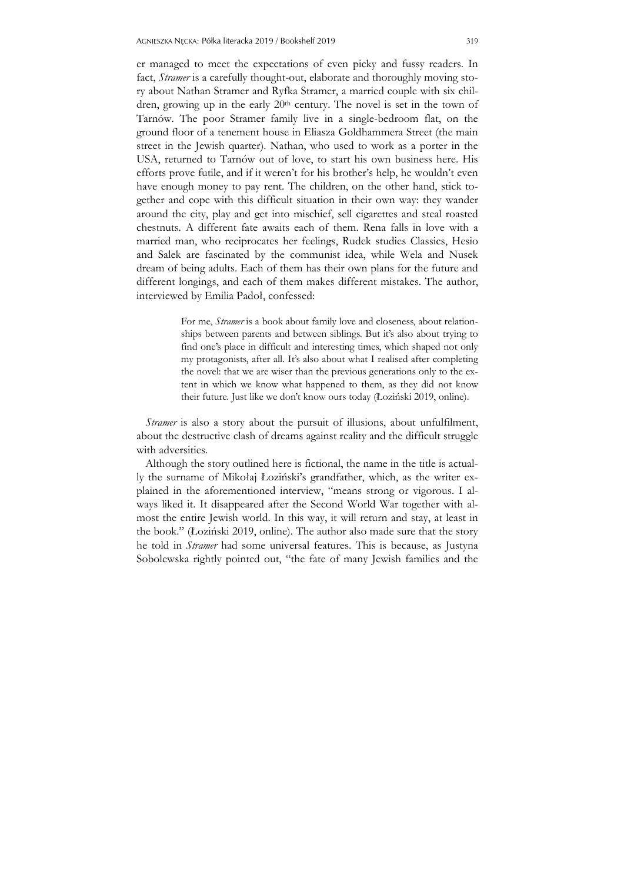er managed to meet the expectations of even picky and fussy readers. In fact, *Stramer* is a carefully thought-out, elaborate and thoroughly moving story about Nathan Stramer and Ryfka Stramer, a married couple with six children, growing up in the early 20th century. The novel is set in the town of Tarnów. The poor Stramer family live in a single-bedroom flat, on the ground floor of a tenement house in Eliasza Goldhammera Street (the main street in the Jewish quarter). Nathan, who used to work as a porter in the USA, returned to Tarnów out of love, to start his own business here. His efforts prove futile, and if it weren't for his brother's help, he wouldn't even have enough money to pay rent. The children, on the other hand, stick together and cope with this difficult situation in their own way: they wander around the city, play and get into mischief, sell cigarettes and steal roasted chestnuts. A different fate awaits each of them. Rena falls in love with a married man, who reciprocates her feelings, Rudek studies Classics, Hesio and Salek are fascinated by the communist idea, while Wela and Nusek dream of being adults. Each of them has their own plans for the future and different longings, and each of them makes different mistakes. The author, interviewed by Emilia Padoł, confessed:

> For me, *Stramer* is a book about family love and closeness, about relationships between parents and between siblings. But it's also about trying to find one's place in difficult and interesting times, which shaped not only my protagonists, after all. It's also about what I realised after completing the novel: that we are wiser than the previous generations only to the extent in which we know what happened to them, as they did not know their future. Just like we don't know ours today (Łoziński 2019, online).

*Stramer* is also a story about the pursuit of illusions, about unfulfilment, about the destructive clash of dreams against reality and the difficult struggle with adversities.

Although the story outlined here is fictional, the name in the title is actually the surname of Mikołaj Łoziński's grandfather, which, as the writer explained in the aforementioned interview, "means strong or vigorous. I always liked it. It disappeared after the Second World War together with almost the entire Jewish world. In this way, it will return and stay, at least in the book." (Łoziński 2019, online). The author also made sure that the story he told in *Stramer* had some universal features. This is because, as Justyna Sobolewska rightly pointed out, "the fate of many Jewish families and the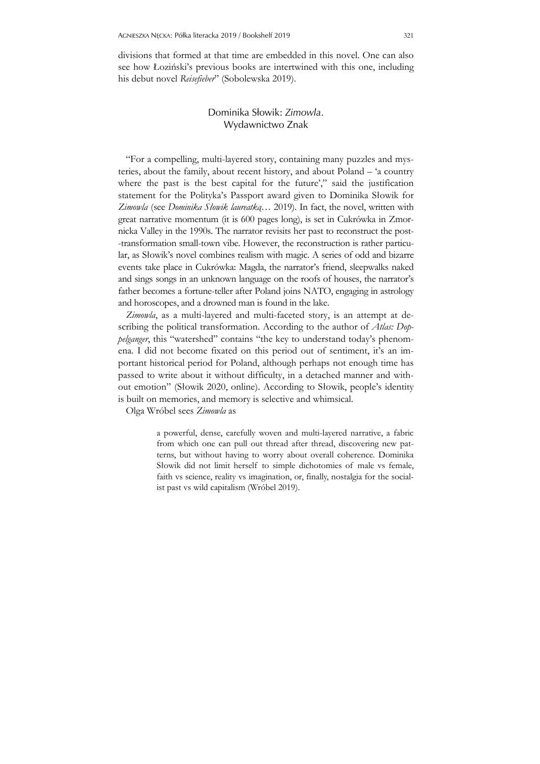divisions that formed at that time are embedded in this novel. One can also see how Łoziński's previous books are intertwined with this one, including his debut novel *Reisefieber*" (Sobolewska 2019).

## Dominika Słowik: *Zimowla*. Wydawnictwo Znak

"For a compelling, multi-layered story, containing many puzzles and mysteries, about the family, about recent history, and about Poland – 'a country where the past is the best capital for the future'," said the justification statement for the Polityka's Passport award given to Dominika Słowik for *Zimowla* (see *Dominika Słowik laureatką…* 2019). In fact, the novel, written with great narrative momentum (it is 600 pages long), is set in Cukrówka in Zmornicka Valley in the 1990s. The narrator revisits her past to reconstruct the post-transformation small-town vibe. However, the reconstruction is rather particular, as Słowik's novel combines realism with magic. A series of odd and bizarre events take place in Cukrówka: Magda, the narrator's friend, sleepwalks naked and sings songs in an unknown language on the roofs of houses, the narrator's father becomes a fortune-teller after Poland joins NATO, engaging in astrology and horoscopes, and a drowned man is found in the lake.

*Zimowla*, as a multi-layered and multi-faceted story, is an attempt at describing the political transformation. According to the author of *Atlas: Doppelganger*, this "watershed" contains "the key to understand today's phenomena. I did not become fixated on this period out of sentiment, it's an important historical period for Poland, although perhaps not enough time has passed to write about it without difficulty, in a detached manner and without emotion" (Słowik 2020, online). According to Słowik, people's identity is built on memories, and memory is selective and whimsical.

Olga Wróbel sees *Zimowla* as

> a powerful, dense, carefully woven and multi-layered narrative, a fabric from which one can pull out thread after thread, discovering new patterns, but without having to worry about overall coherence. Dominika Słowik did not limit herself to simple dichotomies of male vs female, faith vs science, reality vs imagination, or, finally, nostalgia for the socialist past vs wild capitalism (Wróbel 2019).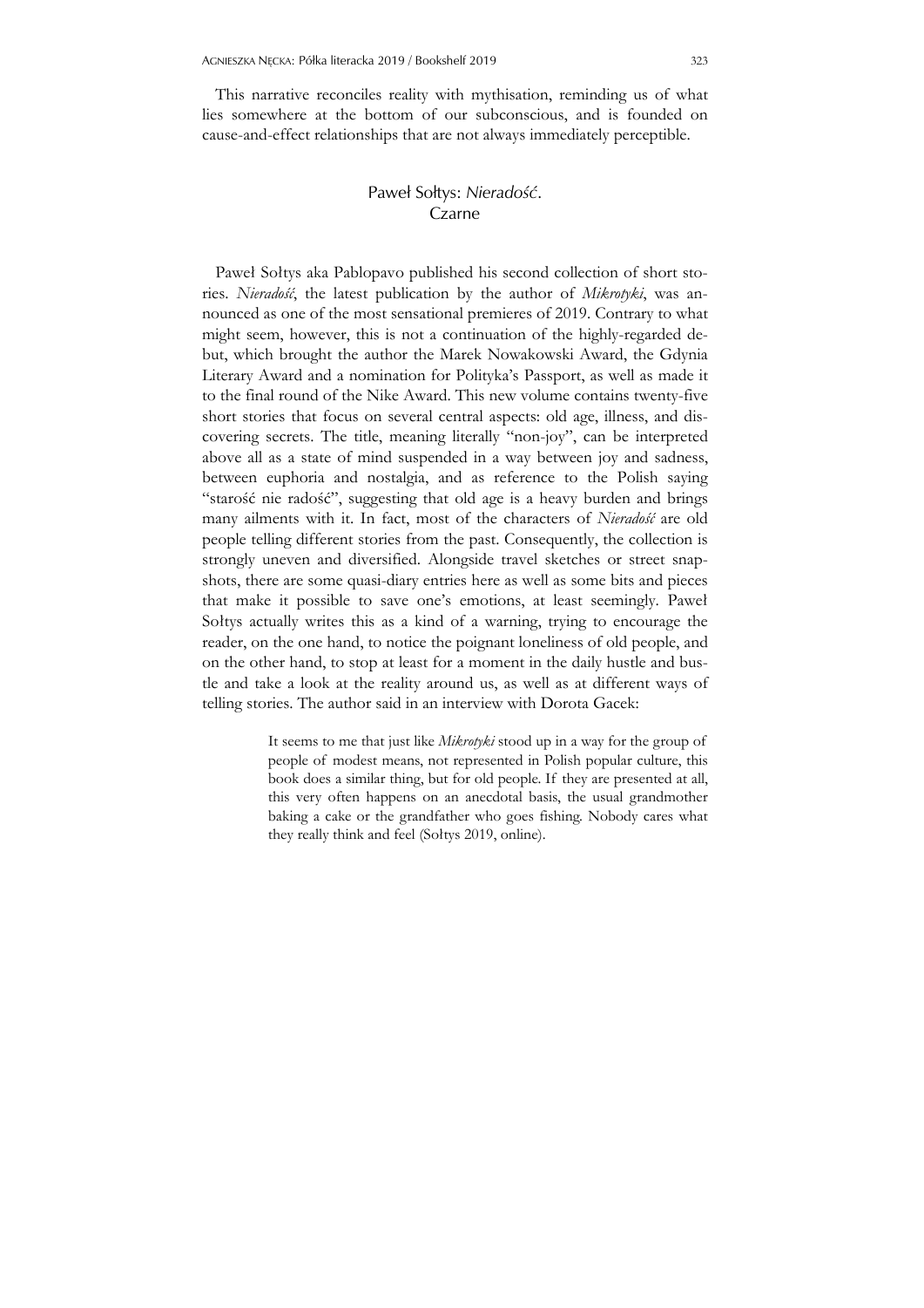This narrative reconciles reality with mythisation, reminding us of what lies somewhere at the bottom of our subconscious, and is founded on cause-and-effect relationships that are not always immediately perceptible.

## Paweł Sołtys: *Nieradość*. Czarne

Paweł Sołtys aka Pablopavo published his second collection of short stories. *Nieradość*, the latest publication by the author of *Mikrotyki*, was announced as one of the most sensational premieres of 2019. Contrary to what might seem, however, this is not a continuation of the highly-regarded debut, which brought the author the Marek Nowakowski Award, the Gdynia Literary Award and a nomination for Polityka's Passport, as well as made it to the final round of the Nike Award. This new volume contains twenty-five short stories that focus on several central aspects: old age, illness, and discovering secrets. The title, meaning literally "non-joy", can be interpreted above all as a state of mind suspended in a way between joy and sadness, between euphoria and nostalgia, and as reference to the Polish saying "starość nie radość", suggesting that old age is a heavy burden and brings many ailments with it. In fact, most of the characters of *Nieradość* are old people telling different stories from the past. Consequently, the collection is strongly uneven and diversified. Alongside travel sketches or street snapshots, there are some quasi-diary entries here as well as some bits and pieces that make it possible to save one's emotions, at least seemingly. Paweł Sołtys actually writes this as a kind of a warning, trying to encourage the reader, on the one hand, to notice the poignant loneliness of old people, and on the other hand, to stop at least for a moment in the daily hustle and bustle and take a look at the reality around us, as well as at different ways of telling stories. The author said in an interview with Dorota Gacek:

> It seems to me that just like *Mikrotyki* stood up in a way for the group of people of modest means, not represented in Polish popular culture, this book does a similar thing, but for old people. If they are presented at all, this very often happens on an anecdotal basis, the usual grandmother baking a cake or the grandfather who goes fishing. Nobody cares what they really think and feel (Sołtys 2019, online).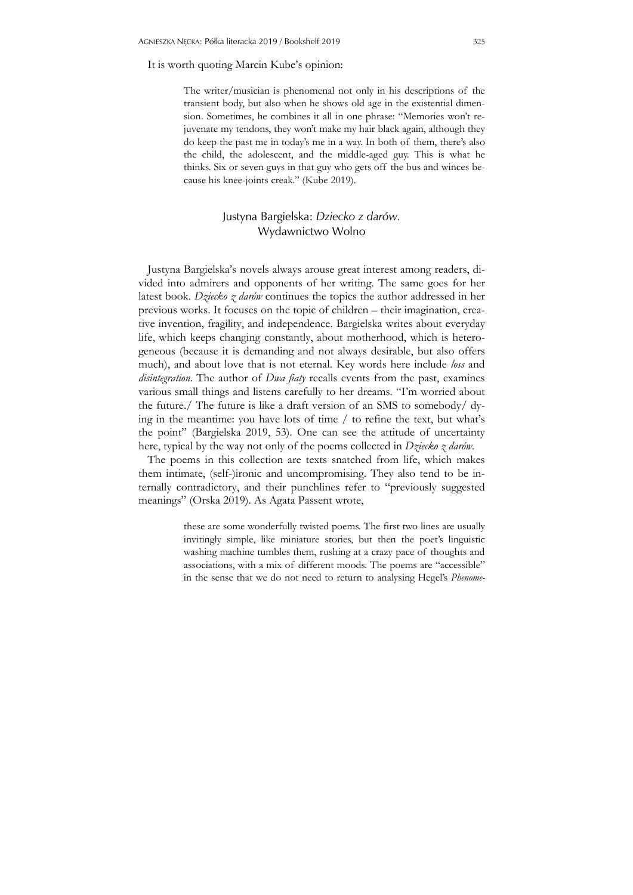It is worth quoting Marcin Kube's opinion:

> The writer/musician is phenomenal not only in his descriptions of the transient body, but also when he shows old age in the existential dimension. Sometimes, he combines it all in one phrase: "Memories won't rejuvenate my tendons, they won't make my hair black again, although they do keep the past me in today's me in a way. In both of them, there's also the child, the adolescent, and the middle-aged guy. This is what he thinks. Six or seven guys in that guy who gets off the bus and winces because his knee-joints creak." (Kube 2019).

## Justyna Bargielska: *Dziecko z darów*. Wydawnictwo Wolno

Justyna Bargielska's novels always arouse great interest among readers, divided into admirers and opponents of her writing. The same goes for her latest book. *Dziecko z darów* continues the topics the author addressed in her previous works. It focuses on the topic of children – their imagination, creative invention, fragility, and independence. Bargielska writes about everyday life, which keeps changing constantly, about motherhood, which is heterogeneous (because it is demanding and not always desirable, but also offers much), and about love that is not eternal. Key words here include *loss* and *disintegration*. The author of *Dwa fiaty* recalls events from the past, examines various small things and listens carefully to her dreams. "I'm worried about the future./ The future is like a draft version of an SMS to somebody/ dying in the meantime: you have lots of time / to refine the text, but what's the point" (Bargielska 2019, 53). One can see the attitude of uncertainty here, typical by the way not only of the poems collected in *Dziecko z darów*.

The poems in this collection are texts snatched from life, which makes them intimate, (self-)ironic and uncompromising. They also tend to be internally contradictory, and their punchlines refer to "previously suggested meanings" (Orska 2019). As Agata Passent wrote,

> these are some wonderfully twisted poems. The first two lines are usually invitingly simple, like miniature stories, but then the poet's linguistic washing machine tumbles them, rushing at a crazy pace of thoughts and associations, with a mix of different moods. The poems are "accessible" in the sense that we do not need to return to analysing Hegel's *Phenome-*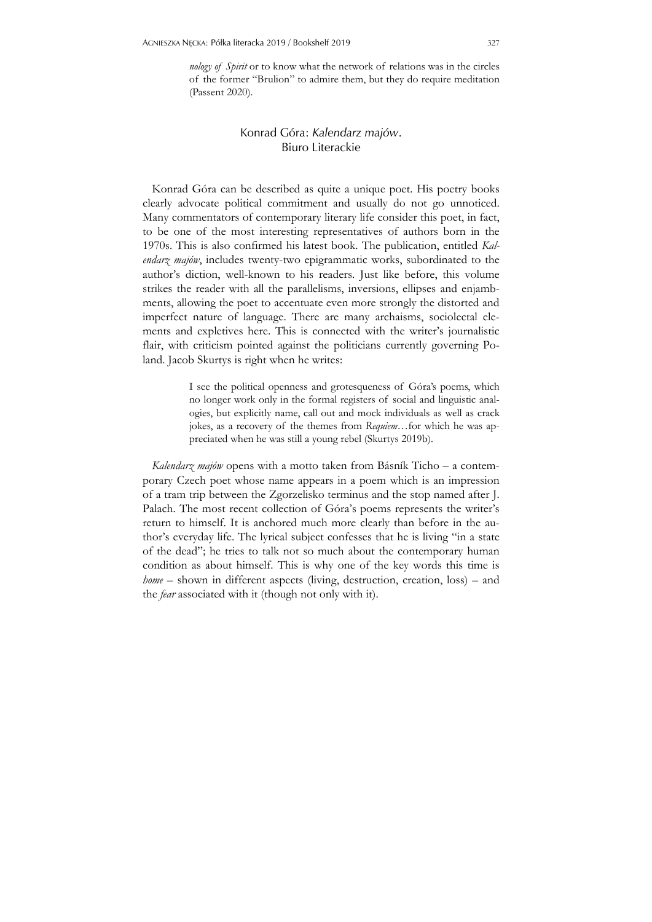*nology of Spirit* or to know what the network of relations was in the circles of the former "Brulion" to admire them, but they do require meditation (Passent 2020).

## Konrad Góra: *Kalendarz majów*. Biuro Literackie

Konrad Góra can be described as quite a unique poet. His poetry books clearly advocate political commitment and usually do not go unnoticed. Many commentators of contemporary literary life consider this poet, in fact, to be one of the most interesting representatives of authors born in the 1970s. This is also confirmed his latest book. The publication, entitled *Kalendarz majów*, includes twenty-two epigrammatic works, subordinated to the author's diction, well-known to his readers. Just like before, this volume strikes the reader with all the parallelisms, inversions, ellipses and enjambments, allowing the poet to accentuate even more strongly the distorted and imperfect nature of language. There are many archaisms, sociolectal elements and expletives here. This is connected with the writer's journalistic flair, with criticism pointed against the politicians currently governing Poland. Jacob Skurtys is right when he writes:

> I see the political openness and grotesqueness of Góra's poems, which no longer work only in the formal registers of social and linguistic analogies, but explicitly name, call out and mock individuals as well as crack jokes, as a recovery of the themes from *Requiem*…for which he was appreciated when he was still a young rebel (Skurtys 2019b).

*Kalendarz majów* opens with a motto taken from Básník Ticho – a contemporary Czech poet whose name appears in a poem which is an impression of a tram trip between the Zgorzelisko terminus and the stop named after J. Palach. The most recent collection of Góra's poems represents the writer's return to himself. It is anchored much more clearly than before in the author's everyday life. The lyrical subject confesses that he is living "in a state of the dead"; he tries to talk not so much about the contemporary human condition as about himself. This is why one of the key words this time is *home* – shown in different aspects (living, destruction, creation, loss) – and the *fear* associated with it (though not only with it).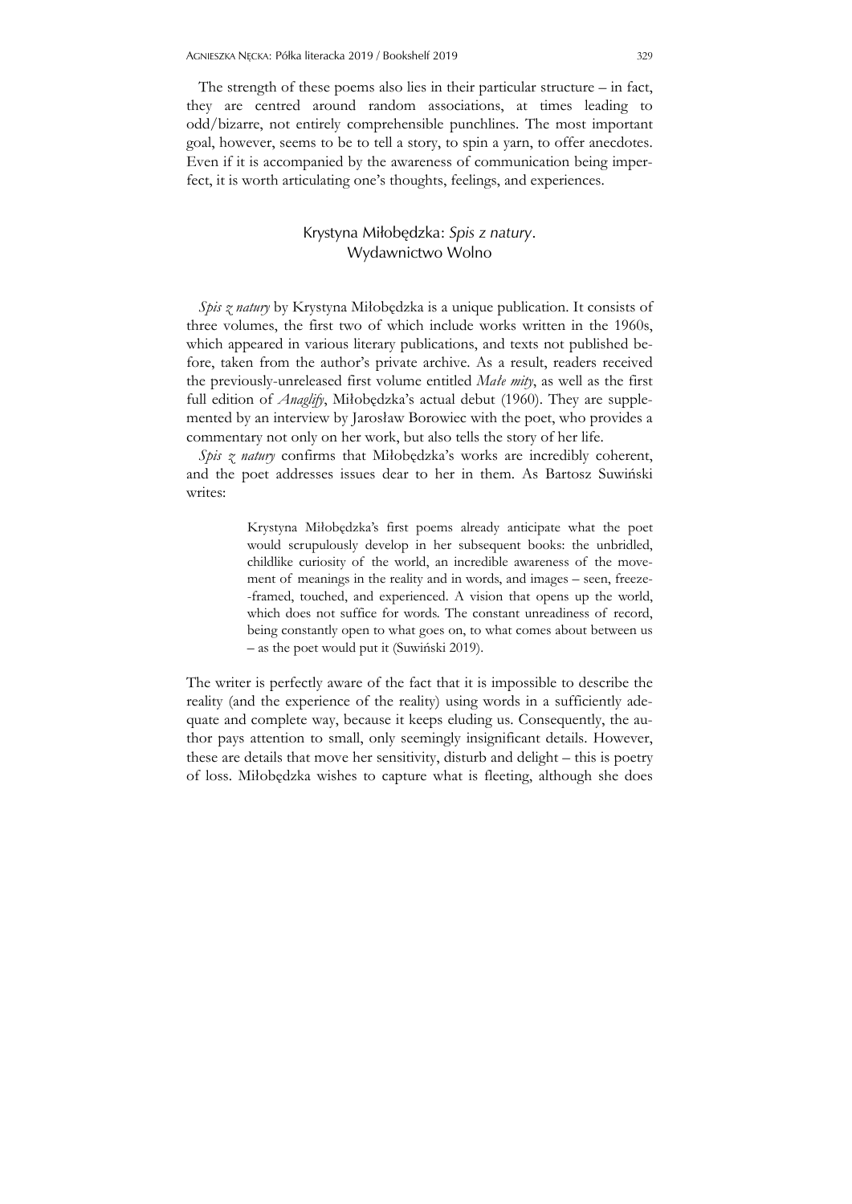The strength of these poems also lies in their particular structure – in fact, they are centred around random associations, at times leading to odd/bizarre, not entirely comprehensible punchlines. The most important goal, however, seems to be to tell a story, to spin a yarn, to offer anecdotes. Even if it is accompanied by the awareness of communication being imperfect, it is worth articulating one's thoughts, feelings, and experiences.

## Krystyna Miłobędzka: *Spis z natury*. Wydawnictwo Wolno

*Spis z natury* by Krystyna Miłobędzka is a unique publication. It consists of three volumes, the first two of which include works written in the 1960s, which appeared in various literary publications, and texts not published before, taken from the author's private archive. As a result, readers received the previously-unreleased first volume entitled *Małe mity*, as well as the first full edition of *Anaglify*, Miłobędzka's actual debut (1960). They are supplemented by an interview by Jarosław Borowiec with the poet, who provides a commentary not only on her work, but also tells the story of her life.

*Spis z natury* confirms that Miłobędzka's works are incredibly coherent, and the poet addresses issues dear to her in them. As Bartosz Suwiński writes:

> Krystyna Miłobędzka's first poems already anticipate what the poet would scrupulously develop in her subsequent books: the unbridled, childlike curiosity of the world, an incredible awareness of the movement of meanings in the reality and in words, and images – seen, freeze-framed, touched, and experienced. A vision that opens up the world, which does not suffice for words. The constant unreadiness of record, being constantly open to what goes on, to what comes about between us – as the poet would put it (Suwiński 2019).

The writer is perfectly aware of the fact that it is impossible to describe the reality (and the experience of the reality) using words in a sufficiently adequate and complete way, because it keeps eluding us. Consequently, the author pays attention to small, only seemingly insignificant details. However, these are details that move her sensitivity, disturb and delight – this is poetry of loss. Miłobędzka wishes to capture what is fleeting, although she does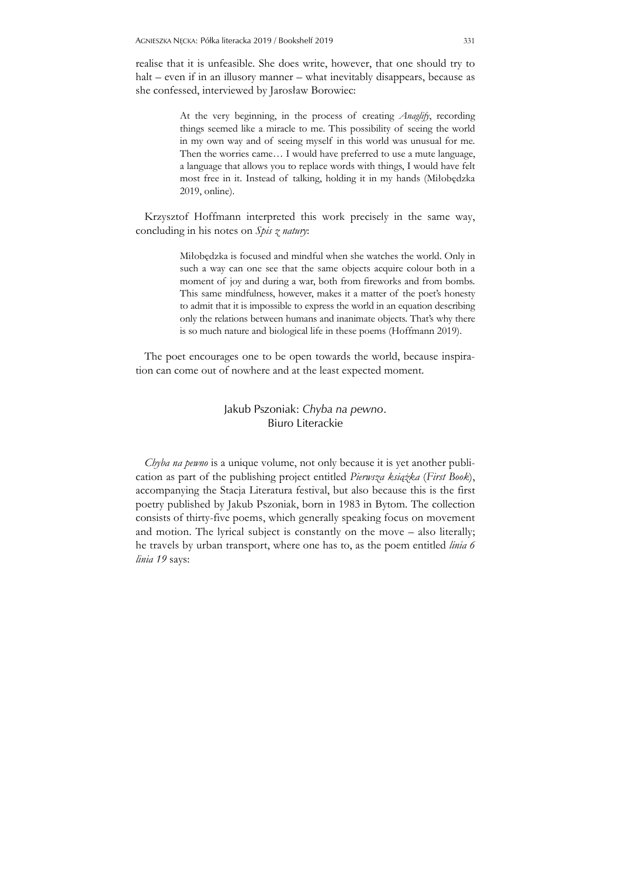realise that it is unfeasible. She does write, however, that one should try to halt – even if in an illusory manner – what inevitably disappears, because as she confessed, interviewed by Jarosław Borowiec:

> At the very beginning, in the process of creating *Anaglify*, recording things seemed like a miracle to me. This possibility of seeing the world in my own way and of seeing myself in this world was unusual for me. Then the worries came… I would have preferred to use a mute language, a language that allows you to replace words with things, I would have felt most free in it. Instead of talking, holding it in my hands (Miłobędzka 2019, online).

Krzysztof Hoffmann interpreted this work precisely in the same way, concluding in his notes on *Spis z natury*:

> Miłobędzka is focused and mindful when she watches the world. Only in such a way can one see that the same objects acquire colour both in a moment of joy and during a war, both from fireworks and from bombs. This same mindfulness, however, makes it a matter of the poet's honesty to admit that it is impossible to express the world in an equation describing only the relations between humans and inanimate objects. That's why there is so much nature and biological life in these poems (Hoffmann 2019).

The poet encourages one to be open towards the world, because inspiration can come out of nowhere and at the least expected moment.

## Jakub Pszoniak: *Chyba na pewno*. Biuro Literackie

*Chyba na pewno* is a unique volume, not only because it is yet another publication as part of the publishing project entitled *Pierwsza książka* (*First Book*), accompanying the Stacja Literatura festival, but also because this is the first poetry published by Jakub Pszoniak, born in 1983 in Bytom. The collection consists of thirty-five poems, which generally speaking focus on movement and motion. The lyrical subject is constantly on the move – also literally; he travels by urban transport, where one has to, as the poem entitled *linia 6 linia 19* says: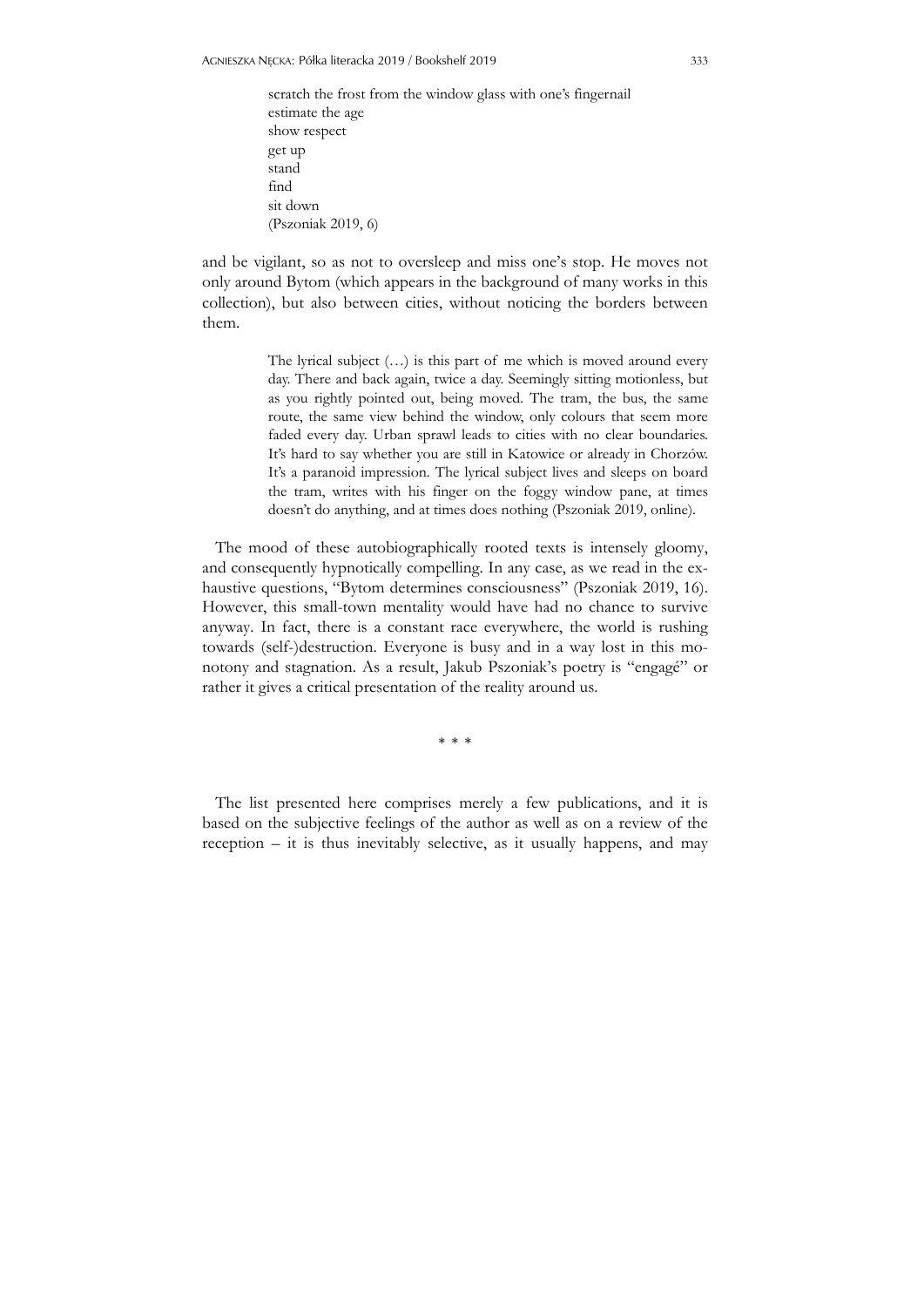> scratch the frost from the window glass with one's fingernail
> estimate the age
> show respect
> get up
> stand
> find
> sit down
> (Pszoniak 2019, 6)

and be vigilant, so as not to oversleep and miss one's stop. He moves not only around Bytom (which appears in the background of many works in this collection), but also between cities, without noticing the borders between them.

> The lyrical subject (…) is this part of me which is moved around every day. There and back again, twice a day. Seemingly sitting motionless, but as you rightly pointed out, being moved. The tram, the bus, the same route, the same view behind the window, only colours that seem more faded every day. Urban sprawl leads to cities with no clear boundaries. It's hard to say whether you are still in Katowice or already in Chorzów. It's a paranoid impression. The lyrical subject lives and sleeps on board the tram, writes with his finger on the foggy window pane, at times doesn't do anything, and at times does nothing (Pszoniak 2019, online).

The mood of these autobiographically rooted texts is intensely gloomy, and consequently hypnotically compelling. In any case, as we read in the exhaustive questions, "Bytom determines consciousness" (Pszoniak 2019, 16). However, this small-town mentality would have had no chance to survive anyway. In fact, there is a constant race everywhere, the world is rushing towards (self-)destruction. Everyone is busy and in a way lost in this monotony and stagnation. As a result, Jakub Pszoniak's poetry is "engagé" or rather it gives a critical presentation of the reality around us.

\* \* \*

The list presented here comprises merely a few publications, and it is based on the subjective feelings of the author as well as on a review of the reception – it is thus inevitably selective, as it usually happens, and may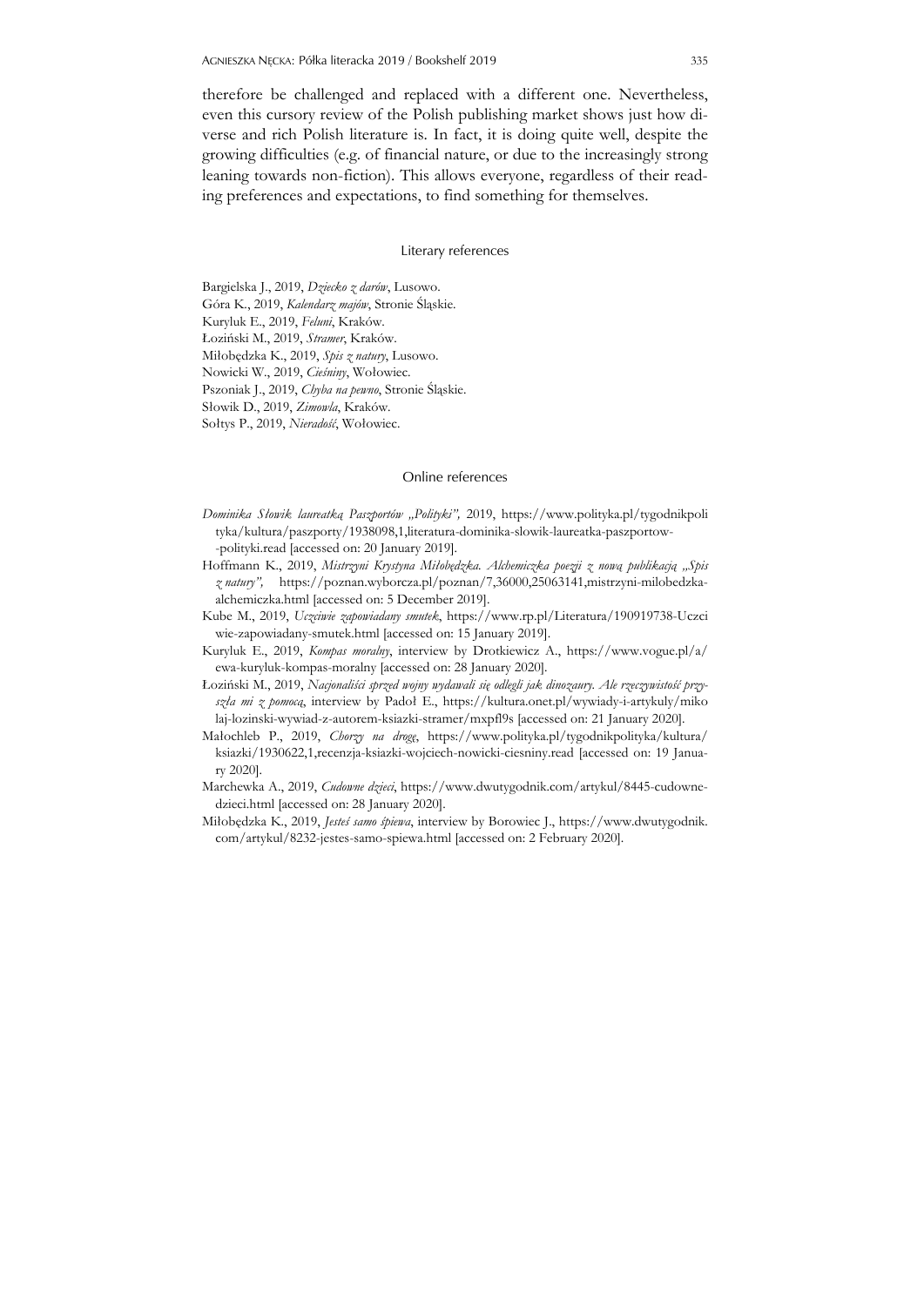therefore be challenged and replaced with a different one. Nevertheless, even this cursory review of the Polish publishing market shows just how diverse and rich Polish literature is. In fact, it is doing quite well, despite the growing difficulties (e.g. of financial nature, or due to the increasingly strong leaning towards non-fiction). This allows everyone, regardless of their reading preferences and expectations, to find something for themselves.

## Literary references

Bargielska J., 2019, *Dziecko z darów*, Lusowo.
Góra K., 2019, *Kalendarz majów*, Stronie Śląskie.
Kuryluk E., 2019, *Feluni*, Kraków.
Łoziński M., 2019, *Stramer*, Kraków.
Miłobędzka K., 2019, *Spis z natury*, Lusowo.
Nowicki W., 2019, *Cieśniny*, Wołowiec.
Pszoniak J., 2019, *Chyba na pewno*, Stronie Śląskie.
Słowik D., 2019, *Zimowla*, Kraków.
Sołtys P., 2019, *Nieradość*, Wołowiec.

## Online references

*Dominika Słowik laureatką Paszportów „Polityki”,* 2019, https://www.polityka.pl/tygodnikpolityka/kultura/paszporty/1938098,1,literatura-dominika-slowik-laureatka-paszportow--polityki.read [accessed on: 20 January 2019].

Hoffmann K., 2019, *Mistrzyni Krystyna Miłobędzka. Alchemiczka poezji z nową publikacją „Spis z natury”,* https://poznan.wyborcza.pl/poznan/7,36000,25063141,mistrzyni-milobedzka-alchemiczka.html [accessed on: 5 December 2019].

Kube M., 2019, *Uczciwie zapowiadany smutek*, https://www.rp.pl/Literatura/190919738-Uczciwie-zapowiadany-smutek.html [accessed on: 15 January 2019].

Kuryluk E., 2019, *Kompas moralny*, interview by Drotkiewicz A., https://www.vogue.pl/a/ewa-kuryluk-kompas-moralny [accessed on: 28 January 2020].

Łoziński M., 2019, *Nacjonaliści sprzed wojny wydawali się odlegli jak dinozaury. Ale rzeczywistość przyszła mi z pomocą*, interview by Padoł E., https://kultura.onet.pl/wywiady-i-artykuly/mikolaj-lozinski-wywiad-z-autorem-ksiazki-stramer/mxpfl9s [accessed on: 21 January 2020].

Małochleb P., 2019, *Chorzy na drogę*, https://www.polityka.pl/tygodnikpolityka/kultura/ksiazki/1930622,1,recenzja-ksiazki-wojciech-nowicki-ciesniny.read [accessed on: 19 January 2020].

Marchewka A., 2019, *Cudowne dzieci*, https://www.dwutygodnik.com/artykul/8445-cudowne-dzieci.html [accessed on: 28 January 2020].

Miłobędzka K., 2019, *Jesteś samo śpiewa*, interview by Borowiec J., https://www.dwutygodnik.com/artykul/8232-jestes-samo-spiewa.html [accessed on: 2 February 2020].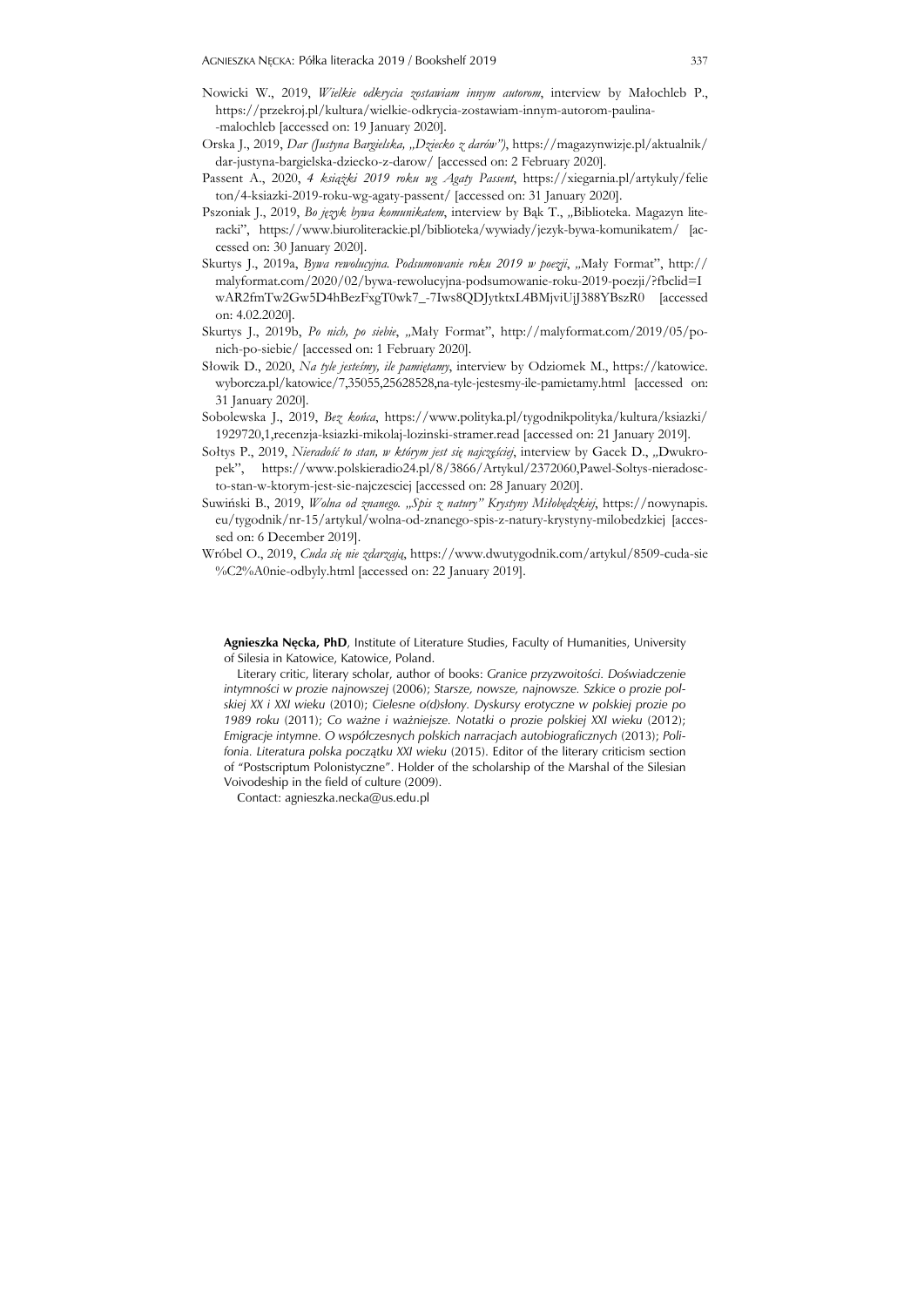Nowicki W., 2019, *Wielkie odkrycia zostawiam innym autorom*, interview by Małochleb P., https://przekroj.pl/kultura/wielkie-odkrycia-zostawiam-innym-autorom-paulina--malochleb [accessed on: 19 January 2020].

Orska J., 2019, *Dar (Justyna Bargielska, „Dziecko z darów")*, https://magazynwizje.pl/aktualnik/dar-justyna-bargielska-dziecko-z-darow/ [accessed on: 2 February 2020].

Passent A., 2020, *4 książki 2019 roku wg Agaty Passent*, https://xiegarnia.pl/artykuly/felieton/4-ksiazki-2019-roku-wg-agaty-passent/ [accessed on: 31 January 2020].

Pszoniak J., 2019, *Bo język bywa komunikatem*, interview by Bąk T., „Biblioteka. Magazyn literacki", https://www.biuroliterackie.pl/biblioteka/wywiady/jezyk-bywa-komunikatem/ [accessed on: 30 January 2020].

Skurtys J., 2019a, *Bywa rewolucyjna. Podsumowanie roku 2019 w poezji*, „Mały Format", http://malyformat.com/2020/02/bywa-rewolucyjna-podsumowanie-roku-2019-poezji/?fbclid=IwAR2fmTw2Gw5D4hBezFxgT0wk7_-7Iws8QDJytktxL4BMjviUjJ388YBszR0 [accessed on: 4.02.2020].

Skurtys J., 2019b, *Po nich, po siebie*, „Mały Format", http://malyformat.com/2019/05/po-nich-po-siebie/ [accessed on: 1 February 2020].

Słowik D., 2020, *Na tyle jesteśmy, ile pamiętamy*, interview by Odziomek M., https://katowice.wyborcza.pl/katowice/7,35055,25628528,na-tyle-jestesmy-ile-pamietamy.html [accessed on: 31 January 2020].

Sobolewska J., 2019, *Bez końca*, https://www.polityka.pl/tygodnikpolityka/kultura/ksiazki/1929720,1,recenzja-ksiazki-mikolaj-lozinski-stramer.read [accessed on: 21 January 2019].

Sołtys P., 2019, *Nieradość to stan, w którym jest się najczęściej*, interview by Gacek D., „Dwukropek", https://www.polskieradio24.pl/8/3866/Artykul/2372060,Pawel-Soltys-nieradosc-to-stan-w-ktorym-jest-sie-najczesciej [accessed on: 28 January 2020].

Suwiński B., 2019, *Wolna od znanego. „Spis z natury" Krystyny Miłobędzkiej*, https://nowynapis.eu/tygodnik/nr-15/artykul/wolna-od-znanego-spis-z-natury-krystyny-milobedzkiej [accessed on: 6 December 2019].

Wróbel O., 2019, *Cuda się nie zdarzają*, https://www.dwutygodnik.com/artykul/8509-cuda-sie%C2%A0nie-odbyly.html [accessed on: 22 January 2019].

**Agnieszka Nęcka, PhD**, Institute of Literature Studies, Faculty of Humanities, University of Silesia in Katowice, Katowice, Poland.

Literary critic, literary scholar, author of books: *Granice przyzwoitości. Doświadczenie intymności w prozie najnowszej* (2006); *Starsze, nowsze, najnowsze. Szkice o prozie polskiej XX i XXI wieku* (2010); *Cielesne o(d)słony. Dyskursy erotyczne w polskiej prozie po 1989 roku* (2011); *Co ważne i ważniejsze. Notatki o prozie polskiej XXI wieku* (2012); *Emigracje intymne. O współczesnych polskich narracjach autobiograficznych* (2013); *Polifonia. Literatura polska początku XXI wieku* (2015). Editor of the literary criticism section of "Postscriptum Polonistyczne". Holder of the scholarship of the Marshal of the Silesian Voivodeship in the field of culture (2009).

Contact: agnieszka.necka@us.edu.pl